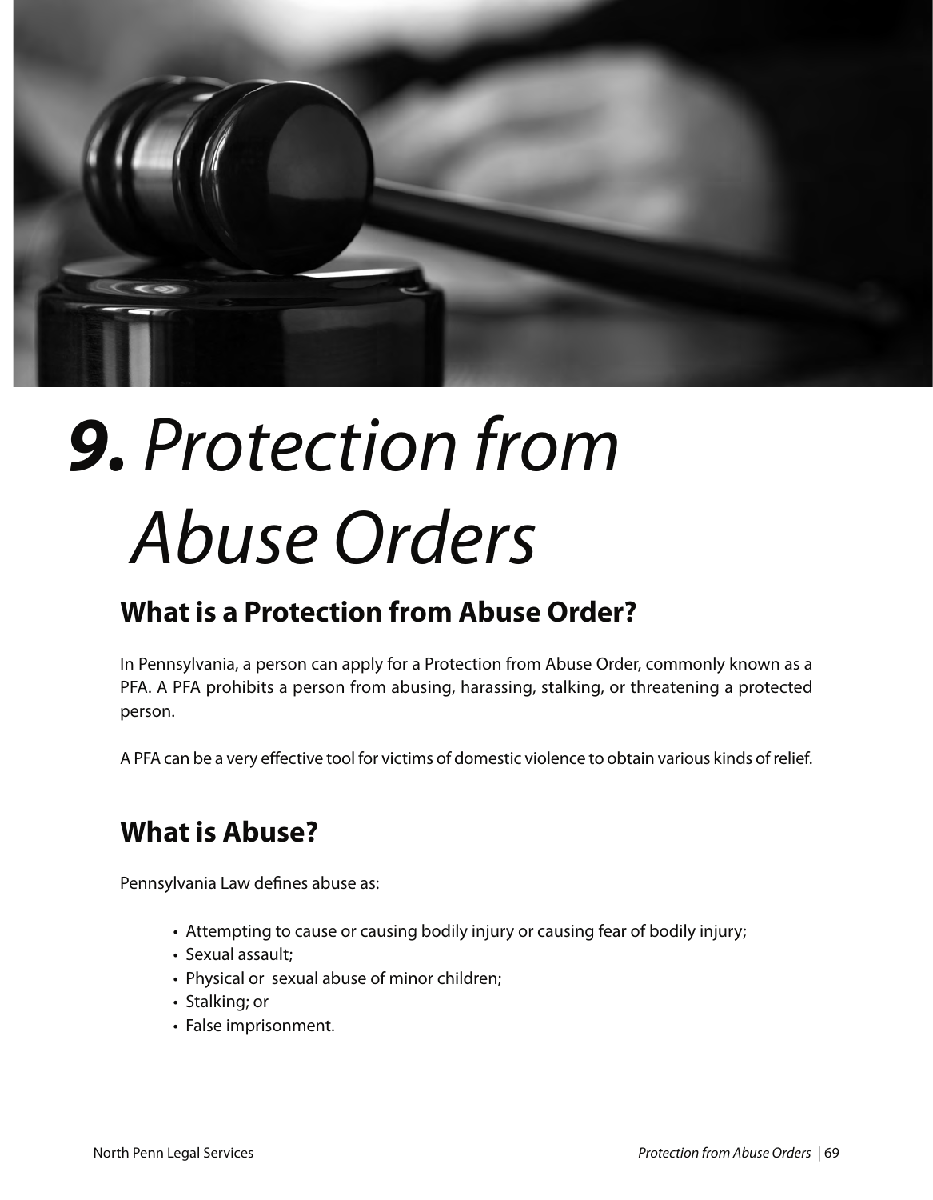# *9.* *Protection from Abuse Orders*

## What is a Protection from Abuse Order?

In Pennsylvania, a person can apply for a Protection from Abuse Order, commonly known as a PFA. A PFA prohibits a person from abusing, harassing, stalking, or threatening a protected person.

A PFA can be a very effective tool for victims of domestic violence to obtain various kinds of relief.

## What is Abuse?

Pennsylvania Law defines abuse as:

- Attempting to cause or causing bodily injury or causing fear of bodily injury;
- Sexual assault;
- Physical or sexual abuse of minor children;
- Stalking; or
- False imprisonment.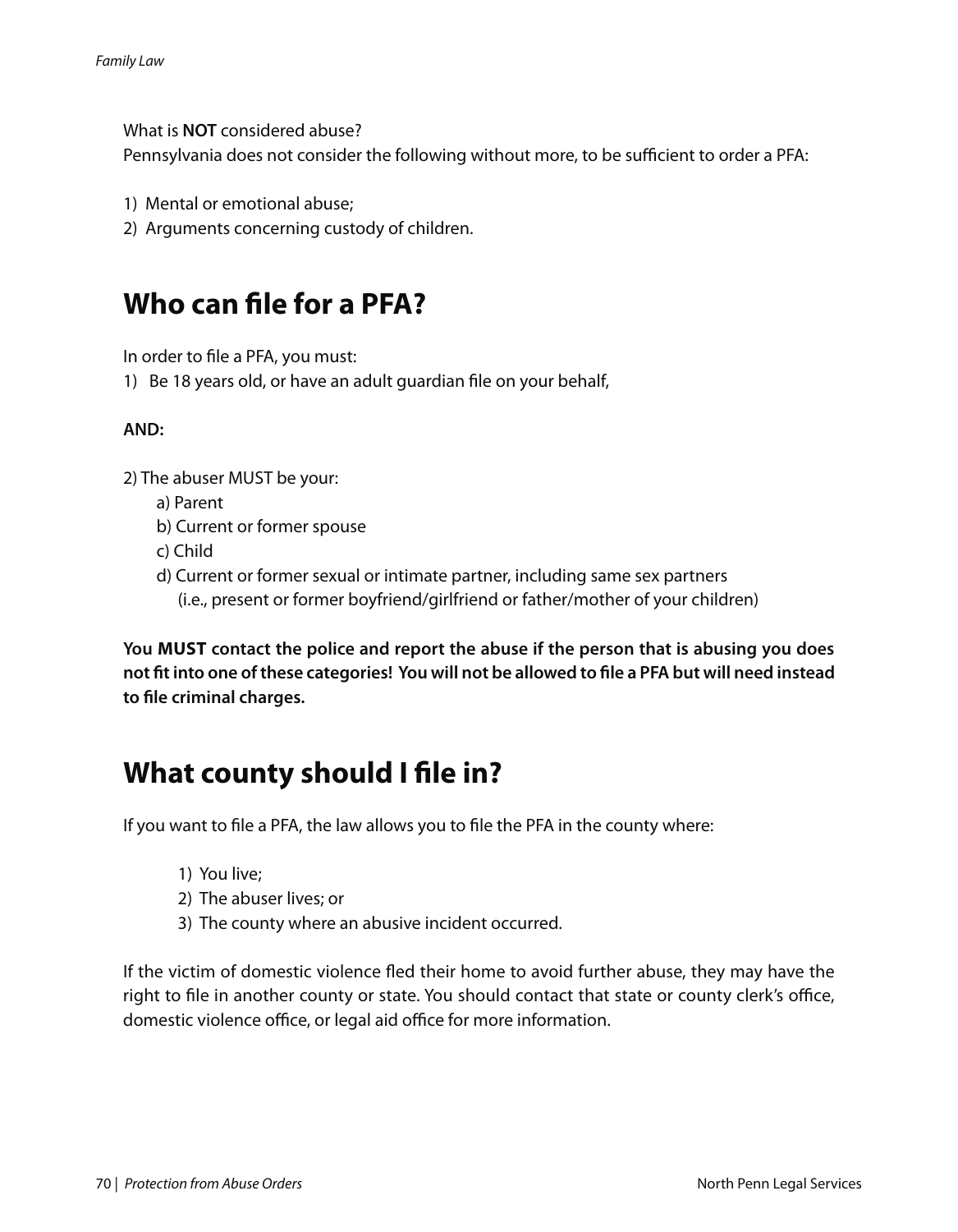What is **NOT** considered abuse?
Pennsylvania does not consider the following without more, to be sufficient to order a PFA:

1) Mental or emotional abuse;
2) Arguments concerning custody of children.

## Who can file for a PFA?

In order to file a PFA, you must:
1) Be 18 years old, or have an adult guardian file on your behalf,

**AND:**

2) The abuser MUST be your:
   a) Parent
   b) Current or former spouse
   c) Child
   d) Current or former sexual or intimate partner, including same sex partners (i.e., present or former boyfriend/girlfriend or father/mother of your children)

**You MUST contact the police and report the abuse if the person that is abusing you does not fit into one of these categories! You will not be allowed to file a PFA but will need instead to file criminal charges.**

## What county should I file in?

If you want to file a PFA, the law allows you to file the PFA in the county where:

1) You live;
2) The abuser lives; or
3) The county where an abusive incident occurred.

If the victim of domestic violence fled their home to avoid further abuse, they may have the right to file in another county or state. You should contact that state or county clerk's office, domestic violence office, or legal aid office for more information.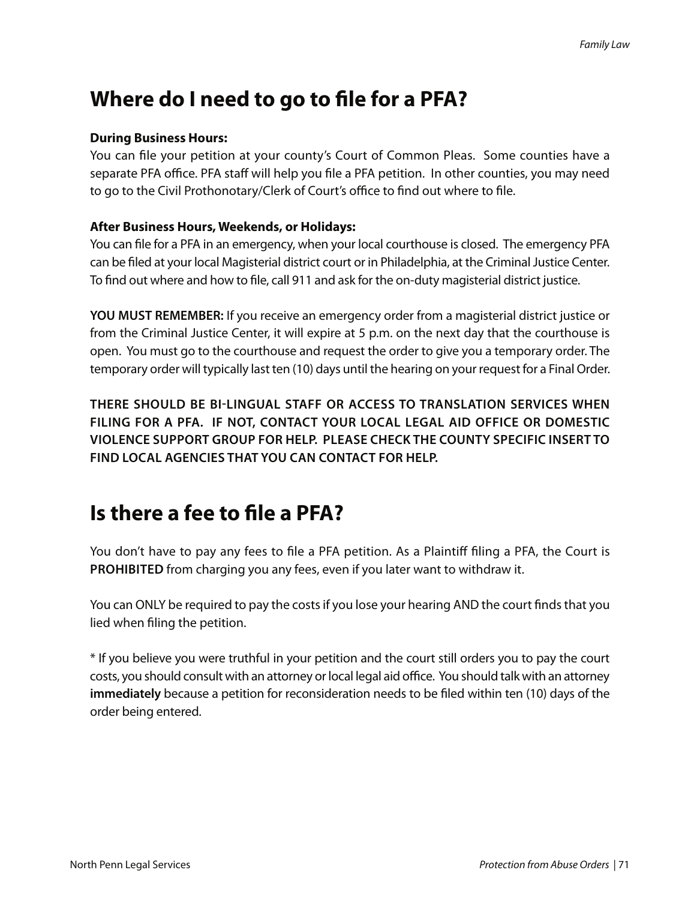## Where do I need to go to file for a PFA?

**During Business Hours:**
You can file your petition at your county's Court of Common Pleas. Some counties have a separate PFA office. PFA staff will help you file a PFA petition. In other counties, you may need to go to the Civil Prothonotary/Clerk of Court's office to find out where to file.

**After Business Hours, Weekends, or Holidays:**
You can file for a PFA in an emergency, when your local courthouse is closed. The emergency PFA can be filed at your local Magisterial district court or in Philadelphia, at the Criminal Justice Center. To find out where and how to file, call 911 and ask for the on-duty magisterial district justice.

**YOU MUST REMEMBER:** If you receive an emergency order from a magisterial district justice or from the Criminal Justice Center, it will expire at 5 p.m. on the next day that the courthouse is open. You must go to the courthouse and request the order to give you a temporary order. The temporary order will typically last ten (10) days until the hearing on your request for a Final Order.

**THERE SHOULD BE BI-LINGUAL STAFF OR ACCESS TO TRANSLATION SERVICES WHEN FILING FOR A PFA. IF NOT, CONTACT YOUR LOCAL LEGAL AID OFFICE OR DOMESTIC VIOLENCE SUPPORT GROUP FOR HELP. PLEASE CHECK THE COUNTY SPECIFIC INSERT TO FIND LOCAL AGENCIES THAT YOU CAN CONTACT FOR HELP.**

## Is there a fee to file a PFA?

You don't have to pay any fees to file a PFA petition. As a Plaintiff filing a PFA, the Court is **PROHIBITED** from charging you any fees, even if you later want to withdraw it.

You can ONLY be required to pay the costs if you lose your hearing AND the court finds that you lied when filing the petition.

* If you believe you were truthful in your petition and the court still orders you to pay the court costs, you should consult with an attorney or local legal aid office. You should talk with an attorney **immediately** because a petition for reconsideration needs to be filed within ten (10) days of the order being entered.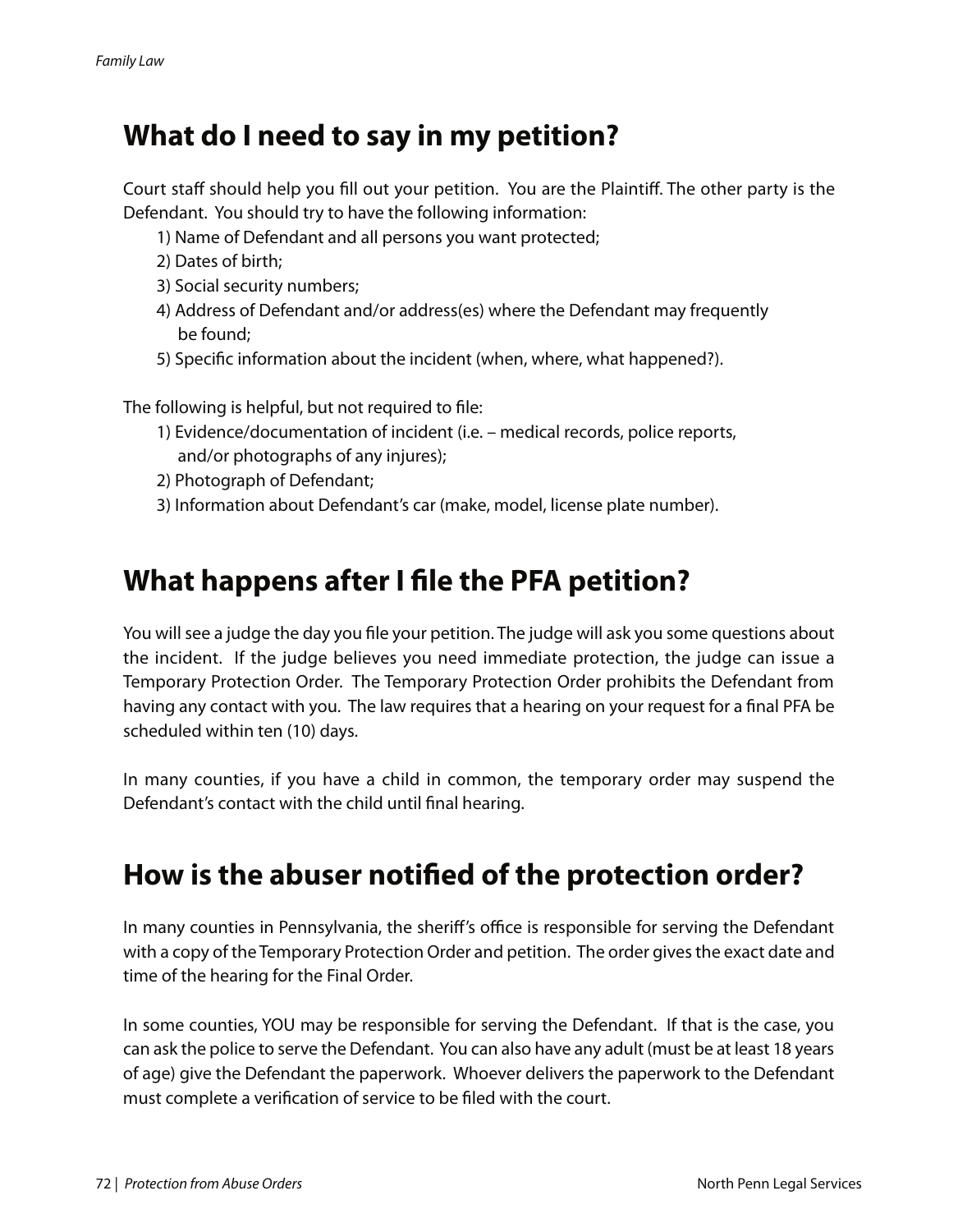## What do I need to say in my petition?

Court staff should help you fill out your petition. You are the Plaintiff. The other party is the Defendant. You should try to have the following information:

1) Name of Defendant and all persons you want protected;
2) Dates of birth;
3) Social security numbers;
4) Address of Defendant and/or address(es) where the Defendant may frequently be found;
5) Specific information about the incident (when, where, what happened?).

The following is helpful, but not required to file:

1) Evidence/documentation of incident (i.e. – medical records, police reports, and/or photographs of any injures);
2) Photograph of Defendant;
3) Information about Defendant's car (make, model, license plate number).

## What happens after I file the PFA petition?

You will see a judge the day you file your petition. The judge will ask you some questions about the incident. If the judge believes you need immediate protection, the judge can issue a Temporary Protection Order. The Temporary Protection Order prohibits the Defendant from having any contact with you. The law requires that a hearing on your request for a final PFA be scheduled within ten (10) days.

In many counties, if you have a child in common, the temporary order may suspend the Defendant's contact with the child until final hearing.

## How is the abuser notified of the protection order?

In many counties in Pennsylvania, the sheriff's office is responsible for serving the Defendant with a copy of the Temporary Protection Order and petition. The order gives the exact date and time of the hearing for the Final Order.

In some counties, YOU may be responsible for serving the Defendant. If that is the case, you can ask the police to serve the Defendant. You can also have any adult (must be at least 18 years of age) give the Defendant the paperwork. Whoever delivers the paperwork to the Defendant must complete a verification of service to be filed with the court.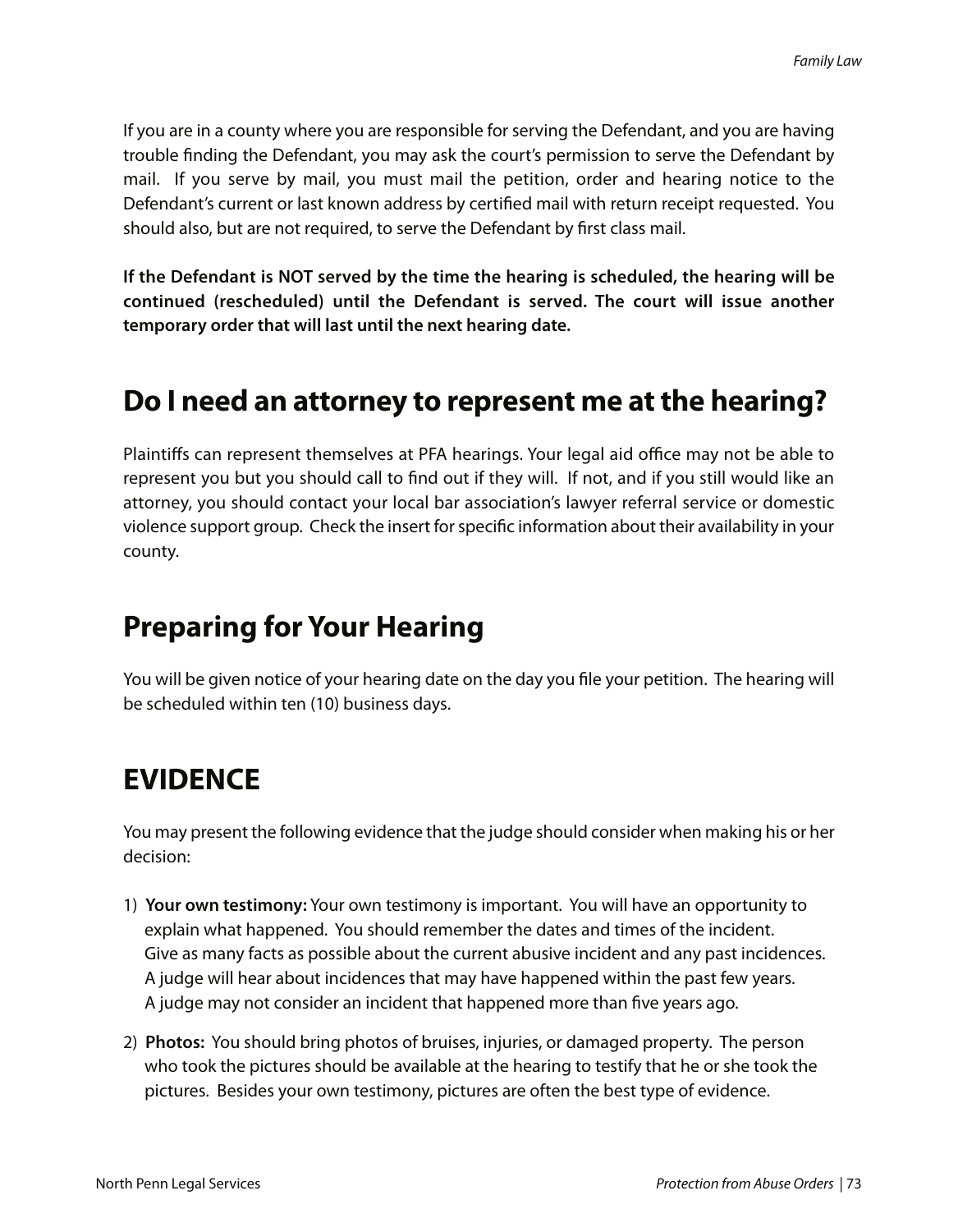If you are in a county where you are responsible for serving the Defendant, and you are having trouble finding the Defendant, you may ask the court's permission to serve the Defendant by mail. If you serve by mail, you must mail the petition, order and hearing notice to the Defendant's current or last known address by certified mail with return receipt requested. You should also, but are not required, to serve the Defendant by first class mail.

**If the Defendant is NOT served by the time the hearing is scheduled, the hearing will be continued (rescheduled) until the Defendant is served. The court will issue another temporary order that will last until the next hearing date.**

## Do I need an attorney to represent me at the hearing?

Plaintiffs can represent themselves at PFA hearings. Your legal aid office may not be able to represent you but you should call to find out if they will. If not, and if you still would like an attorney, you should contact your local bar association's lawyer referral service or domestic violence support group. Check the insert for specific information about their availability in your county.

## Preparing for Your Hearing

You will be given notice of your hearing date on the day you file your petition. The hearing will be scheduled within ten (10) business days.

## EVIDENCE

You may present the following evidence that the judge should consider when making his or her decision:

1) **Your own testimony:** Your own testimony is important. You will have an opportunity to explain what happened. You should remember the dates and times of the incident. Give as many facts as possible about the current abusive incident and any past incidences. A judge will hear about incidences that may have happened within the past few years. A judge may not consider an incident that happened more than five years ago.

2) **Photos:** You should bring photos of bruises, injuries, or damaged property. The person who took the pictures should be available at the hearing to testify that he or she took the pictures. Besides your own testimony, pictures are often the best type of evidence.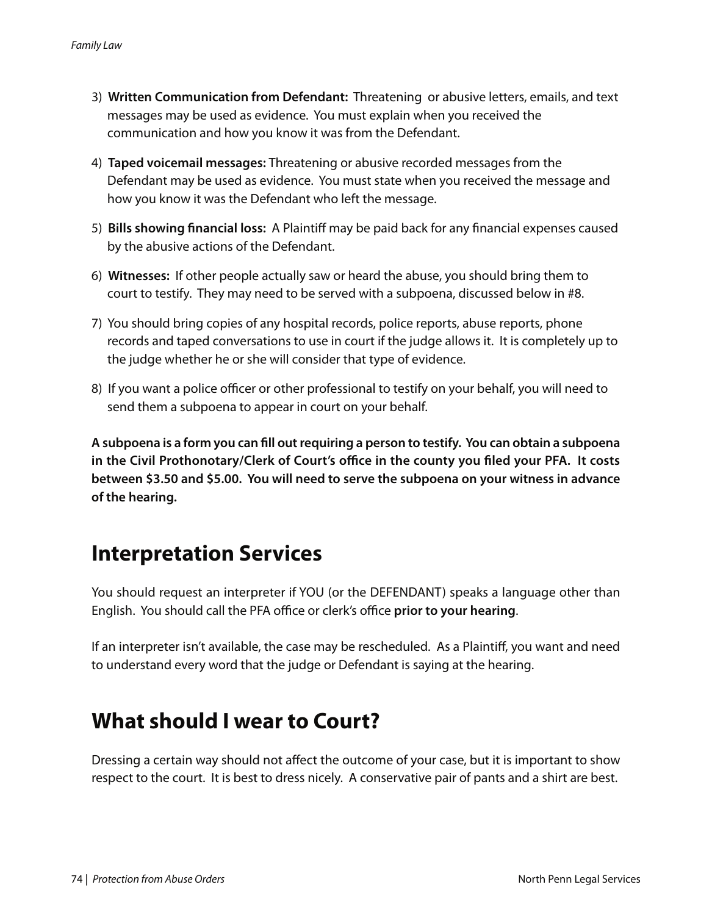3) **Written Communication from Defendant:** Threatening or abusive letters, emails, and text messages may be used as evidence. You must explain when you received the communication and how you know it was from the Defendant.

4) **Taped voicemail messages:** Threatening or abusive recorded messages from the Defendant may be used as evidence. You must state when you received the message and how you know it was the Defendant who left the message.

5) **Bills showing financial loss:** A Plaintiff may be paid back for any financial expenses caused by the abusive actions of the Defendant.

6) **Witnesses:** If other people actually saw or heard the abuse, you should bring them to court to testify. They may need to be served with a subpoena, discussed below in #8.

7) You should bring copies of any hospital records, police reports, abuse reports, phone records and taped conversations to use in court if the judge allows it. It is completely up to the judge whether he or she will consider that type of evidence.

8) If you want a police officer or other professional to testify on your behalf, you will need to send them a subpoena to appear in court on your behalf.

**A subpoena is a form you can fill out requiring a person to testify. You can obtain a subpoena in the Civil Prothonotary/Clerk of Court's office in the county you filed your PFA. It costs between $3.50 and $5.00. You will need to serve the subpoena on your witness in advance of the hearing.**

## Interpretation Services

You should request an interpreter if YOU (or the DEFENDANT) speaks a language other than English. You should call the PFA office or clerk's office **prior to your hearing**.

If an interpreter isn't available, the case may be rescheduled. As a Plaintiff, you want and need to understand every word that the judge or Defendant is saying at the hearing.

## What should I wear to Court?

Dressing a certain way should not affect the outcome of your case, but it is important to show respect to the court. It is best to dress nicely. A conservative pair of pants and a shirt are best.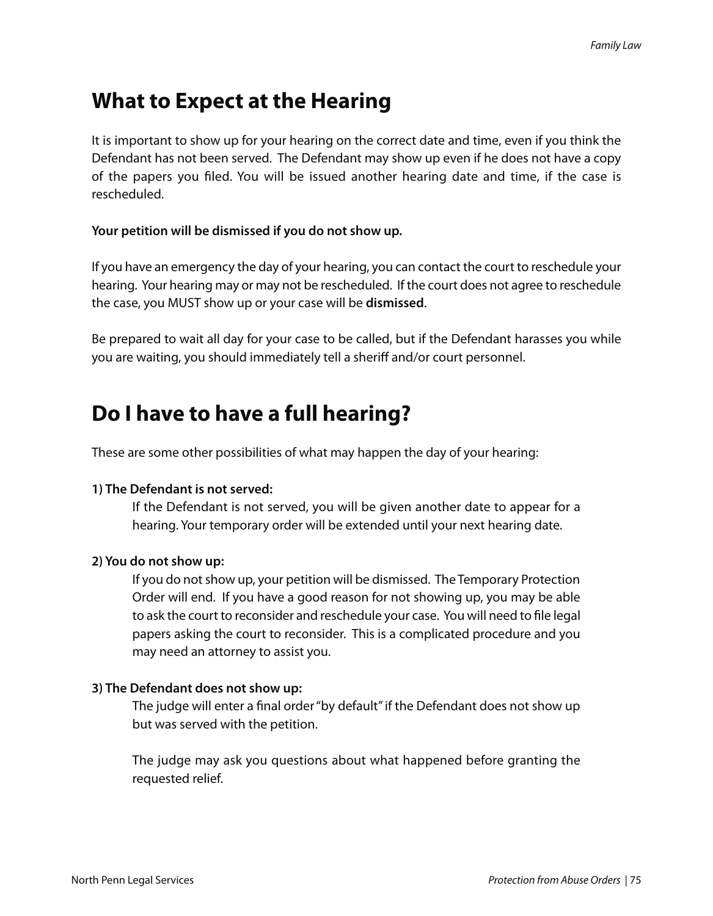## What to Expect at the Hearing

It is important to show up for your hearing on the correct date and time, even if you think the Defendant has not been served. The Defendant may show up even if he does not have a copy of the papers you filed. You will be issued another hearing date and time, if the case is rescheduled.

**Your petition will be dismissed if you do not show up.**

If you have an emergency the day of your hearing, you can contact the court to reschedule your hearing. Your hearing may or may not be rescheduled. If the court does not agree to reschedule the case, you MUST show up or your case will be **dismissed**.

Be prepared to wait all day for your case to be called, but if the Defendant harasses you while you are waiting, you should immediately tell a sheriff and/or court personnel.

## Do I have to have a full hearing?

These are some other possibilities of what may happen the day of your hearing:

**1) The Defendant is not served:**

If the Defendant is not served, you will be given another date to appear for a hearing. Your temporary order will be extended until your next hearing date.

**2) You do not show up:**

If you do not show up, your petition will be dismissed. The Temporary Protection Order will end. If you have a good reason for not showing up, you may be able to ask the court to reconsider and reschedule your case. You will need to file legal papers asking the court to reconsider. This is a complicated procedure and you may need an attorney to assist you.

**3) The Defendant does not show up:**

The judge will enter a final order "by default" if the Defendant does not show up but was served with the petition.

The judge may ask you questions about what happened before granting the requested relief.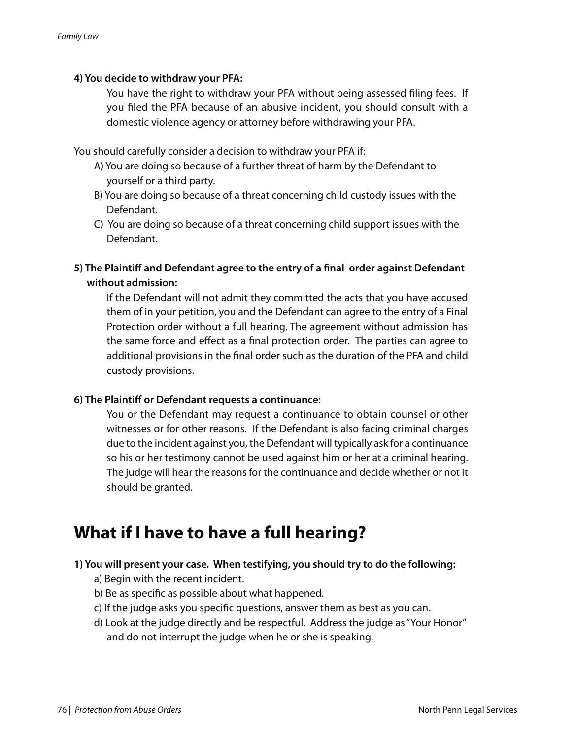**4) You decide to withdraw your PFA:**

You have the right to withdraw your PFA without being assessed filing fees. If you filed the PFA because of an abusive incident, you should consult with a domestic violence agency or attorney before withdrawing your PFA.

You should carefully consider a decision to withdraw your PFA if:

A) You are doing so because of a further threat of harm by the Defendant to yourself or a third party.
B) You are doing so because of a threat concerning child custody issues with the Defendant.
C) You are doing so because of a threat concerning child support issues with the Defendant.

**5) The Plaintiff and Defendant agree to the entry of a final order against Defendant without admission:**

If the Defendant will not admit they committed the acts that you have accused them of in your petition, you and the Defendant can agree to the entry of a Final Protection order without a full hearing. The agreement without admission has the same force and effect as a final protection order. The parties can agree to additional provisions in the final order such as the duration of the PFA and child custody provisions.

**6) The Plaintiff or Defendant requests a continuance:**

You or the Defendant may request a continuance to obtain counsel or other witnesses or for other reasons. If the Defendant is also facing criminal charges due to the incident against you, the Defendant will typically ask for a continuance so his or her testimony cannot be used against him or her at a criminal hearing. The judge will hear the reasons for the continuance and decide whether or not it should be granted.

## What if I have to have a full hearing?

**1) You will present your case. When testifying, you should try to do the following:**

a) Begin with the recent incident.
b) Be as specific as possible about what happened.
c) If the judge asks you specific questions, answer them as best as you can.
d) Look at the judge directly and be respectful. Address the judge as "Your Honor" and do not interrupt the judge when he or she is speaking.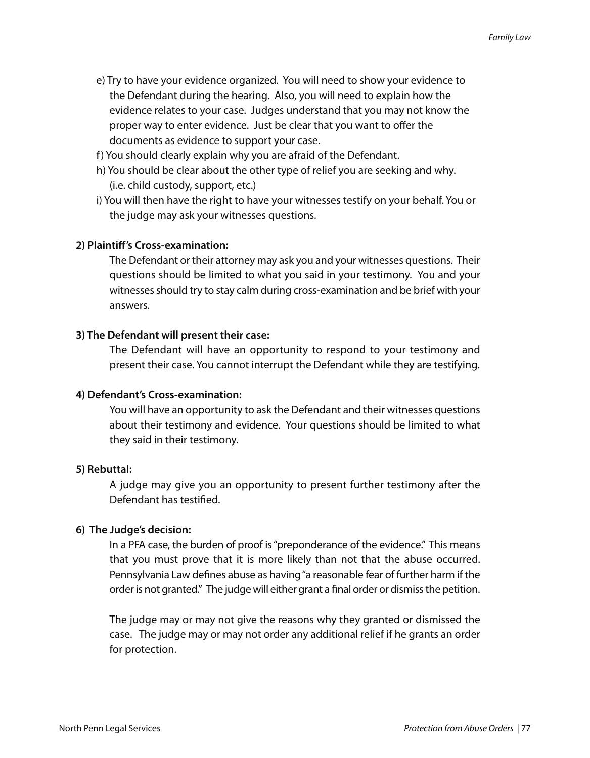e) Try to have your evidence organized. You will need to show your evidence to the Defendant during the hearing. Also, you will need to explain how the evidence relates to your case. Judges understand that you may not know the proper way to enter evidence. Just be clear that you want to offer the documents as evidence to support your case.

f) You should clearly explain why you are afraid of the Defendant.

h) You should be clear about the other type of relief you are seeking and why. (i.e. child custody, support, etc.)

i) You will then have the right to have your witnesses testify on your behalf. You or the judge may ask your witnesses questions.

**2) Plaintiff's Cross-examination:**

The Defendant or their attorney may ask you and your witnesses questions. Their questions should be limited to what you said in your testimony. You and your witnesses should try to stay calm during cross-examination and be brief with your answers.

**3) The Defendant will present their case:**

The Defendant will have an opportunity to respond to your testimony and present their case. You cannot interrupt the Defendant while they are testifying.

**4) Defendant's Cross-examination:**

You will have an opportunity to ask the Defendant and their witnesses questions about their testimony and evidence. Your questions should be limited to what they said in their testimony.

**5) Rebuttal:**

A judge may give you an opportunity to present further testimony after the Defendant has testified.

**6) The Judge's decision:**

In a PFA case, the burden of proof is "preponderance of the evidence." This means that you must prove that it is more likely than not that the abuse occurred. Pennsylvania Law defines abuse as having "a reasonable fear of further harm if the order is not granted." The judge will either grant a final order or dismiss the petition.

The judge may or may not give the reasons why they granted or dismissed the case. The judge may or may not order any additional relief if he grants an order for protection.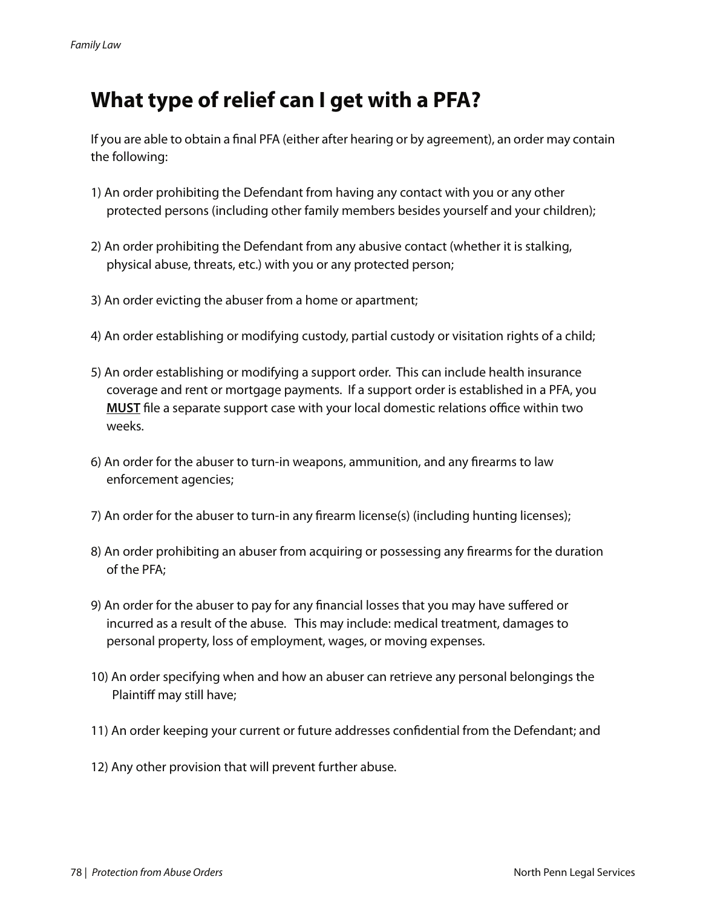## What type of relief can I get with a PFA?

If you are able to obtain a final PFA (either after hearing or by agreement), an order may contain the following:

1) An order prohibiting the Defendant from having any contact with you or any other protected persons (including other family members besides yourself and your children);

2) An order prohibiting the Defendant from any abusive contact (whether it is stalking, physical abuse, threats, etc.) with you or any protected person;

3) An order evicting the abuser from a home or apartment;

4) An order establishing or modifying custody, partial custody or visitation rights of a child;

5) An order establishing or modifying a support order. This can include health insurance coverage and rent or mortgage payments. If a support order is established in a PFA, you **<u>MUST</u>** file a separate support case with your local domestic relations office within two weeks.

6) An order for the abuser to turn-in weapons, ammunition, and any firearms to law enforcement agencies;

7) An order for the abuser to turn-in any firearm license(s) (including hunting licenses);

8) An order prohibiting an abuser from acquiring or possessing any firearms for the duration of the PFA;

9) An order for the abuser to pay for any financial losses that you may have suffered or incurred as a result of the abuse. This may include: medical treatment, damages to personal property, loss of employment, wages, or moving expenses.

10) An order specifying when and how an abuser can retrieve any personal belongings the Plaintiff may still have;

11) An order keeping your current or future addresses confidential from the Defendant; and

12) Any other provision that will prevent further abuse.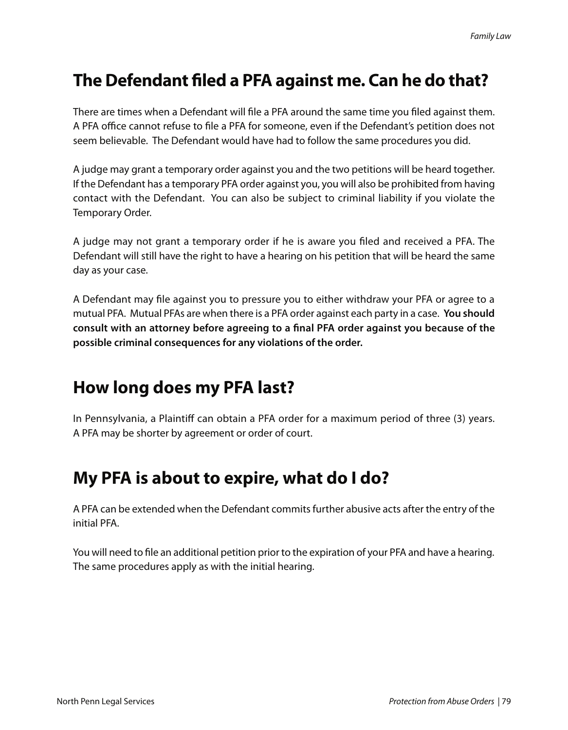## The Defendant filed a PFA against me. Can he do that?

There are times when a Defendant will file a PFA around the same time you filed against them. A PFA office cannot refuse to file a PFA for someone, even if the Defendant's petition does not seem believable. The Defendant would have had to follow the same procedures you did.

A judge may grant a temporary order against you and the two petitions will be heard together. If the Defendant has a temporary PFA order against you, you will also be prohibited from having contact with the Defendant. You can also be subject to criminal liability if you violate the Temporary Order.

A judge may not grant a temporary order if he is aware you filed and received a PFA. The Defendant will still have the right to have a hearing on his petition that will be heard the same day as your case.

A Defendant may file against you to pressure you to either withdraw your PFA or agree to a mutual PFA. Mutual PFAs are when there is a PFA order against each party in a case. **You should consult with an attorney before agreeing to a final PFA order against you because of the possible criminal consequences for any violations of the order.**

## How long does my PFA last?

In Pennsylvania, a Plaintiff can obtain a PFA order for a maximum period of three (3) years. A PFA may be shorter by agreement or order of court.

## My PFA is about to expire, what do I do?

A PFA can be extended when the Defendant commits further abusive acts after the entry of the initial PFA.

You will need to file an additional petition prior to the expiration of your PFA and have a hearing. The same procedures apply as with the initial hearing.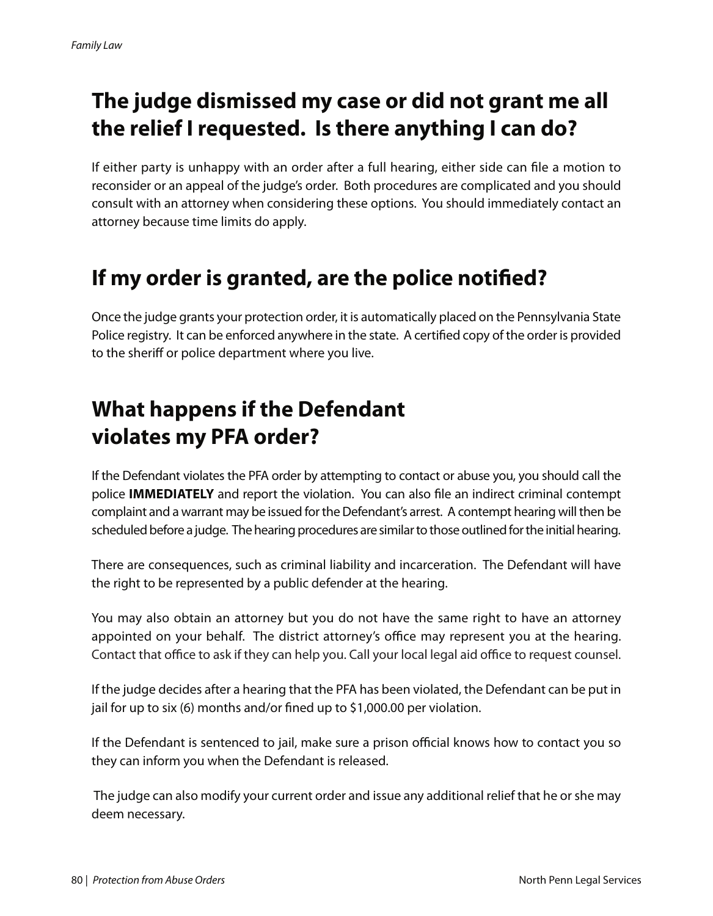## The judge dismissed my case or did not grant me all the relief I requested. Is there anything I can do?

If either party is unhappy with an order after a full hearing, either side can file a motion to reconsider or an appeal of the judge's order. Both procedures are complicated and you should consult with an attorney when considering these options. You should immediately contact an attorney because time limits do apply.

## If my order is granted, are the police notified?

Once the judge grants your protection order, it is automatically placed on the Pennsylvania State Police registry. It can be enforced anywhere in the state. A certified copy of the order is provided to the sheriff or police department where you live.

## What happens if the Defendant violates my PFA order?

If the Defendant violates the PFA order by attempting to contact or abuse you, you should call the police **IMMEDIATELY** and report the violation. You can also file an indirect criminal contempt complaint and a warrant may be issued for the Defendant's arrest. A contempt hearing will then be scheduled before a judge. The hearing procedures are similar to those outlined for the initial hearing.

There are consequences, such as criminal liability and incarceration. The Defendant will have the right to be represented by a public defender at the hearing.

You may also obtain an attorney but you do not have the same right to have an attorney appointed on your behalf. The district attorney's office may represent you at the hearing. Contact that office to ask if they can help you. Call your local legal aid office to request counsel.

If the judge decides after a hearing that the PFA has been violated, the Defendant can be put in jail for up to six (6) months and/or fined up to $1,000.00 per violation.

If the Defendant is sentenced to jail, make sure a prison official knows how to contact you so they can inform you when the Defendant is released.

The judge can also modify your current order and issue any additional relief that he or she may deem necessary.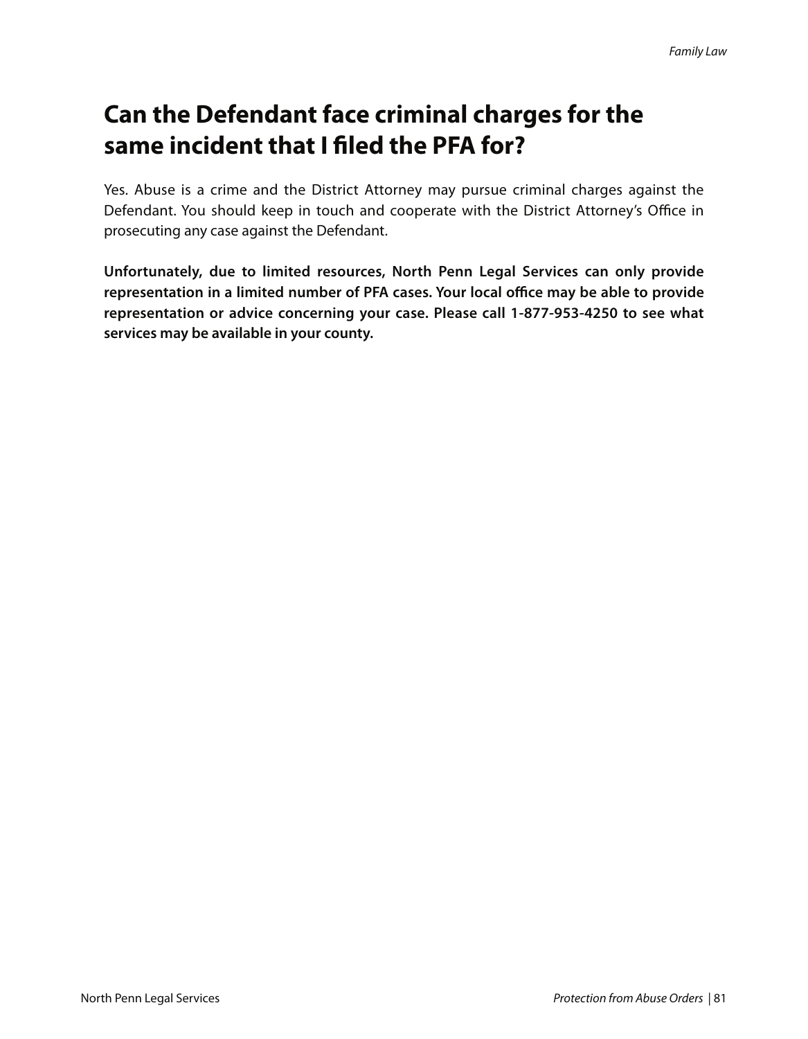## Can the Defendant face criminal charges for the same incident that I filed the PFA for?

Yes. Abuse is a crime and the District Attorney may pursue criminal charges against the Defendant. You should keep in touch and cooperate with the District Attorney's Office in prosecuting any case against the Defendant.

**Unfortunately, due to limited resources, North Penn Legal Services can only provide representation in a limited number of PFA cases. Your local office may be able to provide representation or advice concerning your case. Please call 1-877-953-4250 to see what services may be available in your county.**